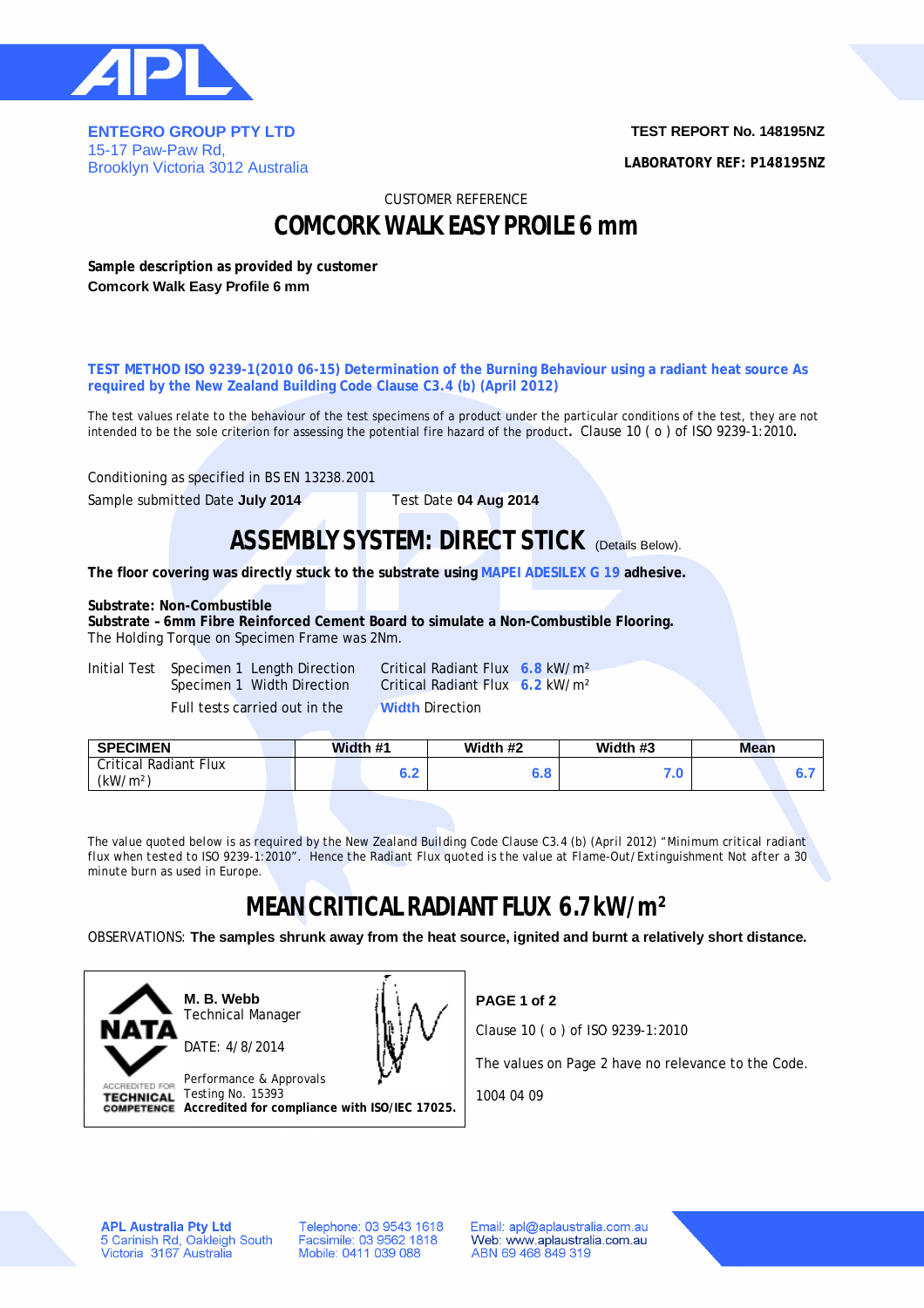ENTEGRO GROUP PTY LTD
15-17 Paw-Paw Rd,
Brooklyn Victoria 3012 Australia

**TEST REPORT No. 148195NZ**

**LABORATORY REF: P148195NZ**

CUSTOMER REFERENCE

# COMCORK WALK EASY PROILE 6 mm

**Sample description as provided by customer**
**Comcork Walk Easy Profile 6 mm**

**TEST METHOD ISO 9239-1(2010 06-15) Determination of the Burning Behaviour using a radiant heat source As required by the New Zealand Building Code Clause C3.4 (b) (April 2012)**

The test values relate to the behaviour of the test specimens of a product under the particular conditions of the test, they are not intended to be the sole criterion for assessing the potential fire hazard of the product. Clause 10 ( o ) of ISO 9239-1:2010.

Conditioning as specified in BS EN 13238.2001

Sample submitted Date **July 2014** Test Date **04 Aug 2014**

## ASSEMBLY SYSTEM: DIRECT STICK (Details Below).

**The floor covering was directly stuck to the substrate using MAPEI ADESILEX G 19 adhesive.**

**Substrate: Non-Combustible**
**Substrate – 6mm Fibre Reinforced Cement Board to simulate a Non-Combustible Flooring.**
The Holding Torque on Specimen Frame was 2Nm.

Initial Test Specimen 1 Length Direction Critical Radiant Flux **6.8** kW/m²
Specimen 1 Width Direction Critical Radiant Flux **6.2** kW/m²
Full tests carried out in the **Width** Direction

| SPECIMEN | Width #1 | Width #2 | Width #3 | Mean |
|---|---|---|---|---|
| Critical Radiant Flux (kW/m²) | 6.2 | 6.8 | 7.0 | 6.7 |

The value quoted below is as required by the New Zealand Building Code Clause C3.4 (b) (April 2012) "Minimum critical radiant flux when tested to ISO 9239-1:2010". Hence the Radiant Flux quoted is the value at Flame-Out/Extinguishment Not after a 30 minute burn as used in Europe.

## MEAN CRITICAL RADIANT FLUX 6.7 kW/m²

OBSERVATIONS: **The samples shrunk away from the heat source, ignited and burnt a relatively short distance.**

NATA ACCREDITED FOR TECHNICAL COMPETENCE

**M. B. Webb**
Technical Manager

DATE: 4/8/2014

Performance & Approvals
Testing No. 15393
**Accredited for compliance with ISO/IEC 17025.**

**PAGE 1 of 2**

Clause 10 ( o ) of ISO 9239-1:2010

The values on Page 2 have no relevance to the Code.

1004 04 09

APL Australia Pty Ltd
5 Carinish Rd, Oakleigh South
Victoria 3167 Australia

Telephone: 03 9543 1618
Facsimile: 03 9562 1818
Mobile: 0411 039 088

Email: apl@aplaustralia.com.au
Web: www.aplaustralia.com.au
ABN 69 468 849 319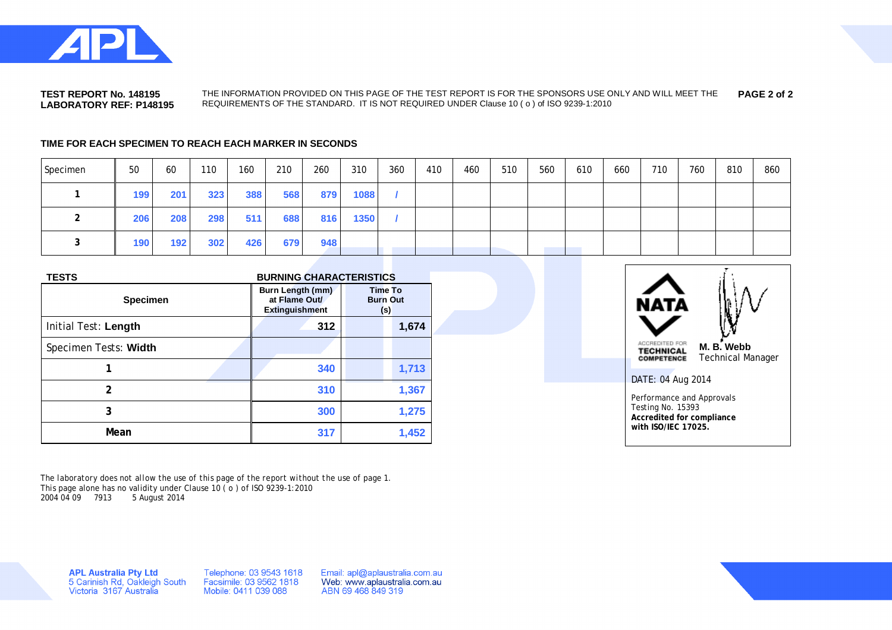**TEST REPORT No. 148195**
**LABORATORY REF: P148195**

THE INFORMATION PROVIDED ON THIS PAGE OF THE TEST REPORT IS FOR THE SPONSORS USE ONLY AND WILL MEET THE REQUIREMENTS OF THE STANDARD. IT IS NOT REQUIRED UNDER Clause 10 ( o ) of ISO 9239-1:2010

### TIME FOR EACH SPECIMEN TO REACH EACH MARKER IN SECONDS

| Specimen | 50 | 60 | 110 | 160 | 210 | 260 | 310 | 360 | 410 | 460 | 510 | 560 | 610 | 660 | 710 | 760 | 810 | 860 |
|---|---|---|---|---|---|---|---|---|---|---|---|---|---|---|---|---|---|---|
| 1 | 199 | 201 | 323 | 388 | 568 | 879 | 1088 | / | | | | | | | | | | |
| 2 | 206 | 208 | 298 | 511 | 688 | 816 | 1350 | / | | | | | | | | | | |
| 3 | 190 | 192 | 302 | 426 | 679 | 948 | | | | | | | | | | | | |

### TESTS — BURNING CHARACTERISTICS

| Specimen | Burn Length (mm) at Flame Out/ Extinguishment | Time To Burn Out (s) |
|---|---|---|
| Initial Test: **Length** | 312 | 1,674 |
| Specimen Tests: **Width** | | |
| 1 | 340 | 1,713 |
| 2 | 310 | 1,367 |
| 3 | 300 | 1,275 |
| **Mean** | 317 | 1,452 |

NATA
ACCREDITED FOR TECHNICAL COMPETENCE

**M. B. Webb**
Technical Manager

DATE: 04 Aug 2014

Performance and Approvals Testing No. 15393
**Accredited for compliance with ISO/IEC 17025.**

The laboratory does not allow the use of this page of the report without the use of page 1.
This page alone has no validity under Clause 10 ( o ) of ISO 9239-1:2010
2004 04 09 7913 5 August 2014

**APL Australia Pty Ltd**
5 Carinish Rd, Oakleigh South
Victoria 3167 Australia

Telephone: 03 9543 1618
Facsimile: 03 9562 1818
Mobile: 0411 039 088

Email: apl@aplaustralia.com.au
Web: www.aplaustralia.com.au
ABN 69 468 849 319